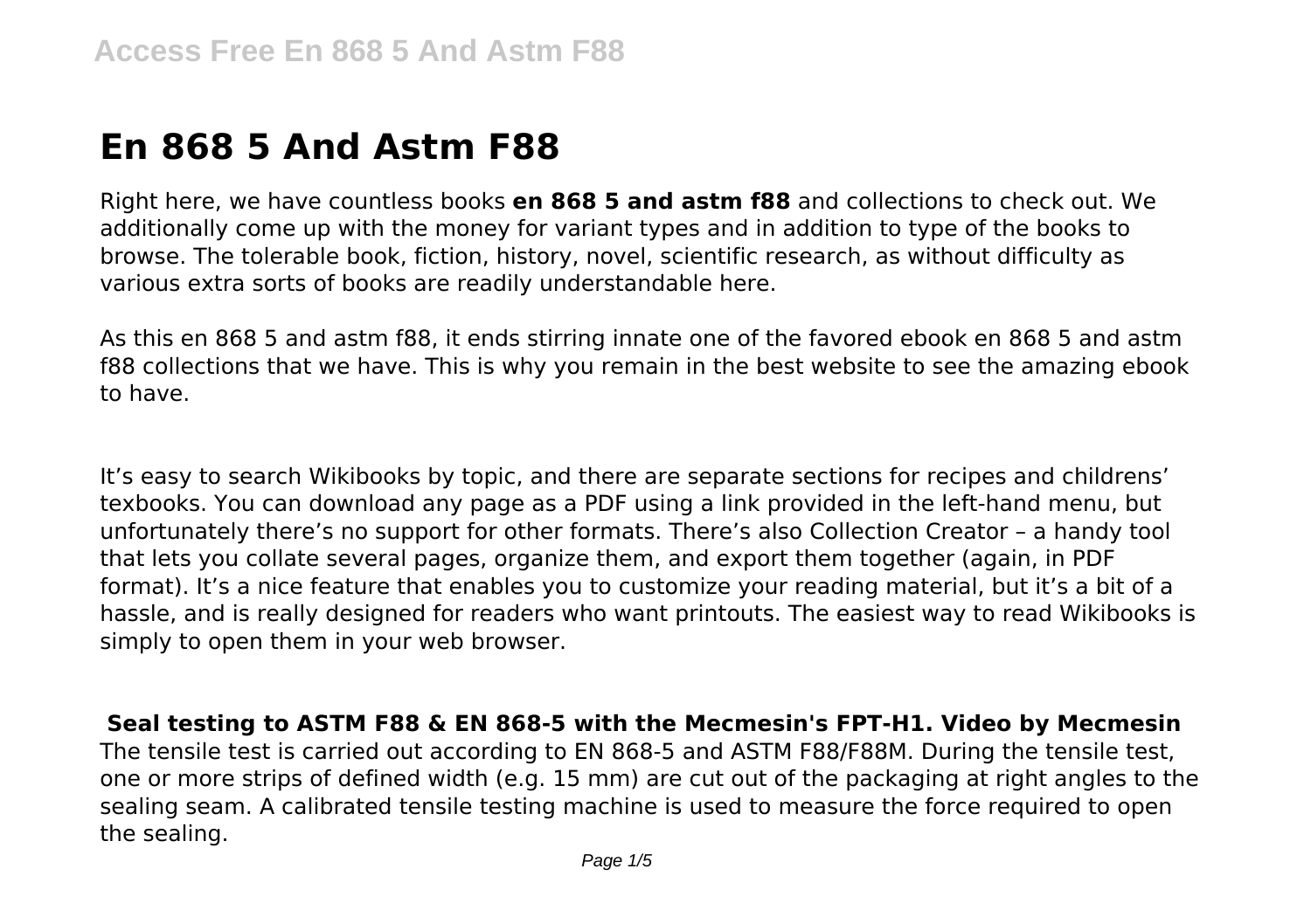# En 868 5 And Astm F88

Right here, we have countless books **en 868 5 and astm f88** and collections to check out. We additionally come up with the money for variant types and in addition to type of the books to browse. The tolerable book, fiction, history, novel, scientific research, as without difficulty as various extra sorts of books are readily understandable here.

As this en 868 5 and astm f88, it ends stirring innate one of the favored ebook en 868 5 and astm f88 collections that we have. This is why you remain in the best website to see the amazing ebook to have.

It's easy to search Wikibooks by topic, and there are separate sections for recipes and childrens' texbooks. You can download any page as a PDF using a link provided in the left-hand menu, but unfortunately there's no support for other formats. There's also Collection Creator – a handy tool that lets you collate several pages, organize them, and export them together (again, in PDF format). It's a nice feature that enables you to customize your reading material, but it's a bit of a hassle, and is really designed for readers who want printouts. The easiest way to read Wikibooks is simply to open them in your web browser.

**Seal testing to ASTM F88 & EN 868-5 with the Mecmesin's FPT-H1. Video by Mecmesin**

The tensile test is carried out according to EN 868-5 and ASTM F88/F88M. During the tensile test, one or more strips of defined width (e.g. 15 mm) are cut out of the packaging at right angles to the sealing seam. A calibrated tensile testing machine is used to measure the force required to open the sealing.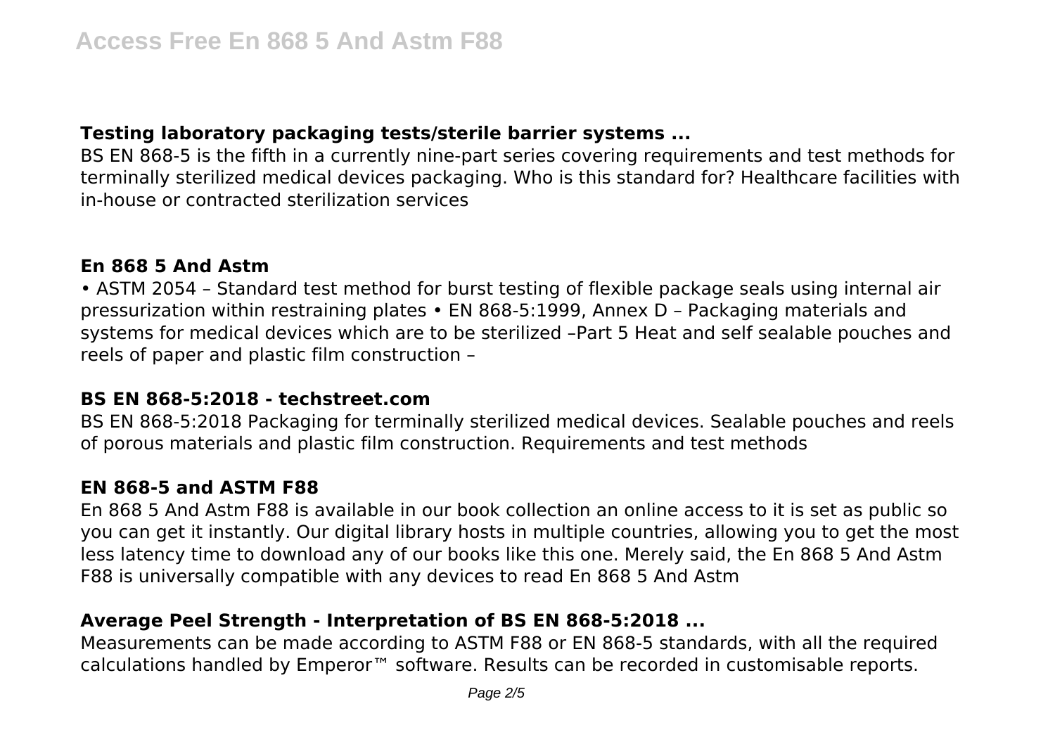## Testing laboratory packaging tests/sterile barrier systems ...

BS EN 868-5 is the fifth in a currently nine-part series covering requirements and test methods for terminally sterilized medical devices packaging. Who is this standard for? Healthcare facilities with in-house or contracted sterilization services

## En 868 5 And Astm

• ASTM 2054 – Standard test method for burst testing of flexible package seals using internal air pressurization within restraining plates • EN 868-5:1999, Annex D – Packaging materials and systems for medical devices which are to be sterilized –Part 5 Heat and self sealable pouches and reels of paper and plastic film construction –

## BS EN 868-5:2018 - techstreet.com

BS EN 868-5:2018 Packaging for terminally sterilized medical devices. Sealable pouches and reels of porous materials and plastic film construction. Requirements and test methods

## EN 868-5 and ASTM F88

En 868 5 And Astm F88 is available in our book collection an online access to it is set as public so you can get it instantly. Our digital library hosts in multiple countries, allowing you to get the most less latency time to download any of our books like this one. Merely said, the En 868 5 And Astm F88 is universally compatible with any devices to read En 868 5 And Astm

## Average Peel Strength - Interpretation of BS EN 868-5:2018 ...

Measurements can be made according to ASTM F88 or EN 868-5 standards, with all the required calculations handled by Emperor™ software. Results can be recorded in customisable reports.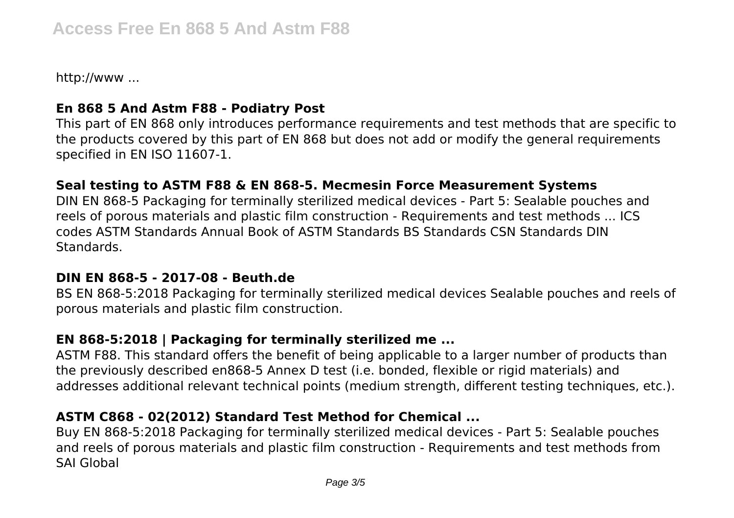http://www ...

### En 868 5 And Astm F88 - Podiatry Post

This part of EN 868 only introduces performance requirements and test methods that are specific to the products covered by this part of EN 868 but does not add or modify the general requirements specified in EN ISO 11607-1.

### Seal testing to ASTM F88 & EN 868-5. Mecmesin Force Measurement Systems

DIN EN 868-5 Packaging for terminally sterilized medical devices - Part 5: Sealable pouches and reels of porous materials and plastic film construction - Requirements and test methods ... ICS codes ASTM Standards Annual Book of ASTM Standards BS Standards CSN Standards DIN Standards.

### DIN EN 868-5 - 2017-08 - Beuth.de

BS EN 868-5:2018 Packaging for terminally sterilized medical devices Sealable pouches and reels of porous materials and plastic film construction.

### EN 868-5:2018 | Packaging for terminally sterilized me ...

ASTM F88. This standard offers the benefit of being applicable to a larger number of products than the previously described en868-5 Annex D test (i.e. bonded, flexible or rigid materials) and addresses additional relevant technical points (medium strength, different testing techniques, etc.).

### ASTM C868 - 02(2012) Standard Test Method for Chemical ...

Buy EN 868-5:2018 Packaging for terminally sterilized medical devices - Part 5: Sealable pouches and reels of porous materials and plastic film construction - Requirements and test methods from SAI Global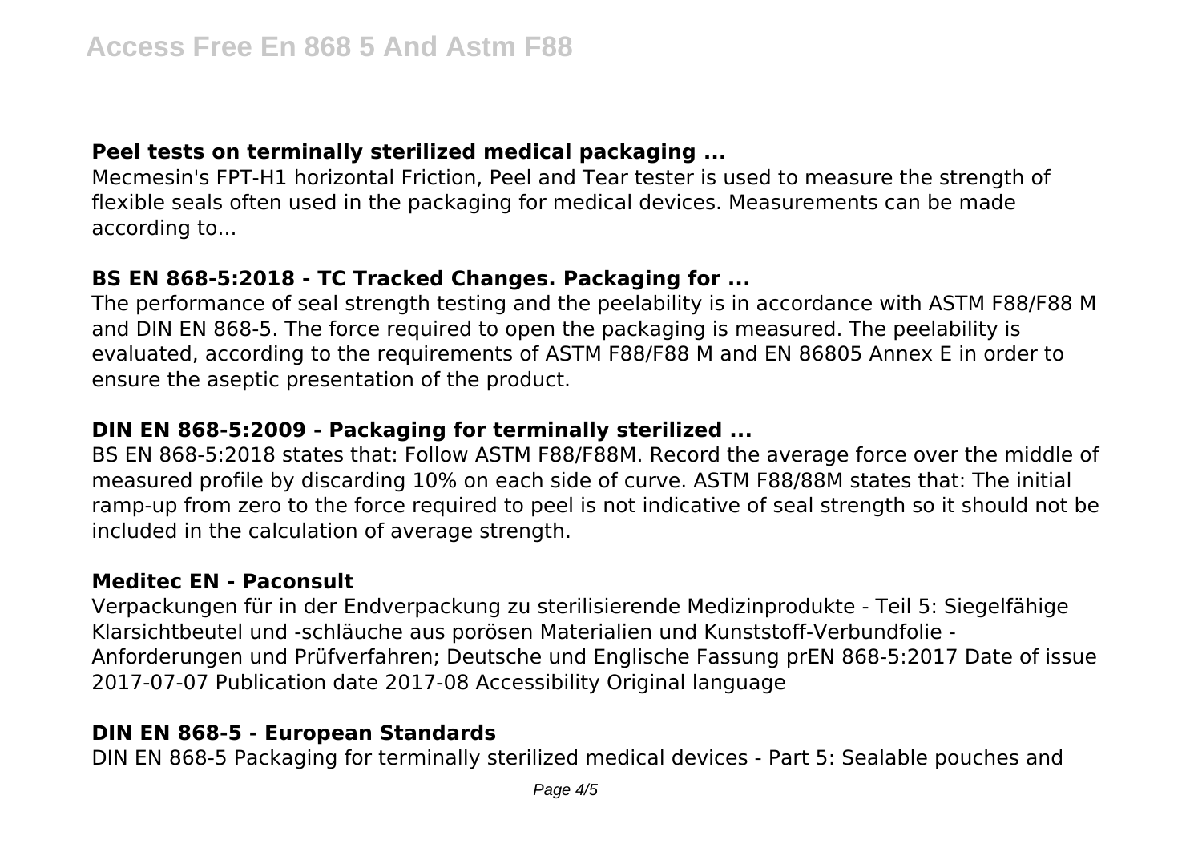### Peel tests on terminally sterilized medical packaging ...

Mecmesin's FPT-H1 horizontal Friction, Peel and Tear tester is used to measure the strength of flexible seals often used in the packaging for medical devices. Measurements can be made according to...

### BS EN 868-5:2018 - TC Tracked Changes. Packaging for ...

The performance of seal strength testing and the peelability is in accordance with ASTM F88/F88 M and DIN EN 868-5. The force required to open the packaging is measured. The peelability is evaluated, according to the requirements of ASTM F88/F88 M and EN 86805 Annex E in order to ensure the aseptic presentation of the product.

### DIN EN 868-5:2009 - Packaging for terminally sterilized ...

BS EN 868-5:2018 states that: Follow ASTM F88/F88M. Record the average force over the middle of measured profile by discarding 10% on each side of curve. ASTM F88/88M states that: The initial ramp-up from zero to the force required to peel is not indicative of seal strength so it should not be included in the calculation of average strength.

### Meditec EN - Paconsult

Verpackungen für in der Endverpackung zu sterilisierende Medizinprodukte - Teil 5: Siegelfähige Klarsichtbeutel und -schläuche aus porösen Materialien und Kunststoff-Verbundfolie - Anforderungen und Prüfverfahren; Deutsche und Englische Fassung prEN 868-5:2017 Date of issue 2017-07-07 Publication date 2017-08 Accessibility Original language

### DIN EN 868-5 - European Standards

DIN EN 868-5 Packaging for terminally sterilized medical devices - Part 5: Sealable pouches and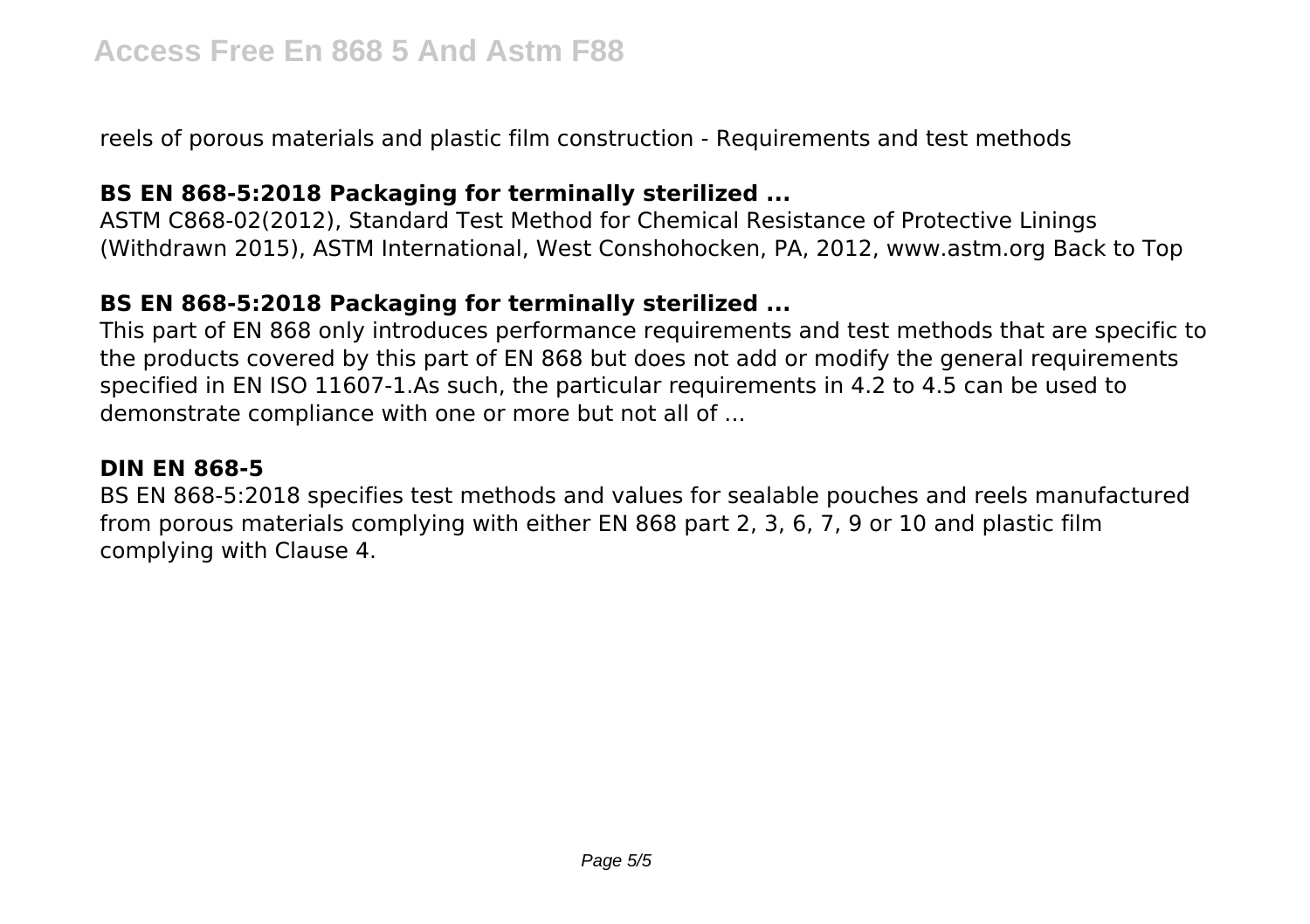reels of porous materials and plastic film construction - Requirements and test methods

### BS EN 868-5:2018 Packaging for terminally sterilized ...

ASTM C868-02(2012), Standard Test Method for Chemical Resistance of Protective Linings (Withdrawn 2015), ASTM International, West Conshohocken, PA, 2012, www.astm.org Back to Top

### BS EN 868-5:2018 Packaging for terminally sterilized ...

This part of EN 868 only introduces performance requirements and test methods that are specific to the products covered by this part of EN 868 but does not add or modify the general requirements specified in EN ISO 11607-1.As such, the particular requirements in 4.2 to 4.5 can be used to demonstrate compliance with one or more but not all of ...

### DIN EN 868-5

BS EN 868-5:2018 specifies test methods and values for sealable pouches and reels manufactured from porous materials complying with either EN 868 part 2, 3, 6, 7, 9 or 10 and plastic film complying with Clause 4.